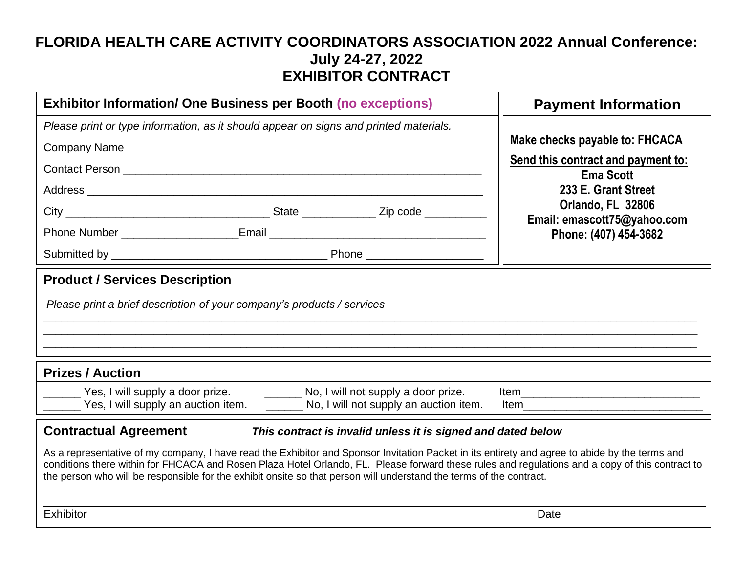# FLORIDA HEALTH CARE ACTIVITY COORDINATORS ASSOCIATION 2022 Annual Conference: July 24-27, 2022
# EXHIBITOR CONTRACT

## Exhibitor Information/ One Business per Booth (no exceptions)

*Please print or type information, as it should appear on signs and printed materials.*

Company Name ___________________________________________________________

Contact Person ___________________________________________________________

Address ________________________________________________________________

City _________________________________ State ___________ Zip code __________

Phone Number __________________Email ___________________________________

Submitted by ___________________________________ Phone __________________

## Payment Information

**Make checks payable to: FHCACA**

**Send this contract and payment to:**
**Ema Scott**
**233 E. Grant Street**
**Orlando, FL 32806**
**Email: emascott75@yahoo.com**
**Phone: (407) 454-3682**

## Product / Services Description

*Please print a brief description of your company's products / services*

________________________________________________________________________________

________________________________________________________________________________

________________________________________________________________________________

## Prizes / Auction

______ Yes, I will supply a door prize. ______ No, I will not supply a door prize. Item_____________________________

______ Yes, I will supply an auction item. ______ No, I will not supply an auction item. Item_____________________________

## Contractual Agreement

***This contract is invalid unless it is signed and dated below***

As a representative of my company, I have read the Exhibitor and Sponsor Invitation Packet in its entirety and agree to abide by the terms and conditions there within for FHCACA and Rosen Plaza Hotel Orlando, FL. Please forward these rules and regulations and a copy of this contract to the person who will be responsible for the exhibit onsite so that person will understand the terms of the contract.

________________________________________________________________________________

Exhibitor Date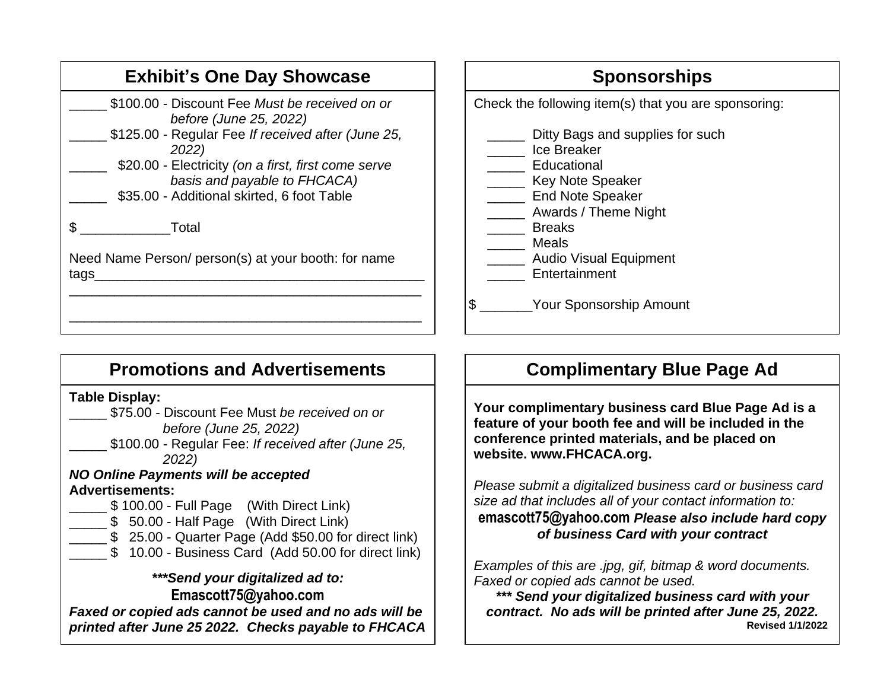## Exhibit's One Day Showcase

_____ \$100.00 - Discount Fee *Must be received on or before (June 25, 2022)*

_____ \$125.00 - Regular Fee *If received after (June 25, 2022)*

_____ \$20.00 - Electricity *(on a first, first come serve basis and payable to FHCACA)*

_____ \$35.00 - Additional skirted, 6 foot Table

\$ ____________Total

Need Name Person/ person(s) at your booth: for name tags_____________________________________________

_______________________________________________

_______________________________________________

## Sponsorships

Check the following item(s) that you are sponsoring:

_____ Ditty Bags and supplies for such
_____ Ice Breaker
_____ Educational
_____ Key Note Speaker
_____ End Note Speaker
_____ Awards / Theme Night
_____ Breaks
_____ Meals
_____ Audio Visual Equipment
_____ Entertainment

\$ _______Your Sponsorship Amount

## Promotions and Advertisements

**Table Display:**

_____ \$75.00 - Discount Fee Must *be received on or before (June 25, 2022)*

_____ \$100.00 - Regular Fee: *If received after (June 25, 2022)*

***NO Online Payments will be accepted***

**Advertisements:**

_____ \$ 100.00 - Full Page (With Direct Link)
_____ \$ 50.00 - Half Page (With Direct Link)
_____ \$ 25.00 - Quarter Page (Add \$50.00 for direct link)
_____ \$ 10.00 - Business Card (Add 50.00 for direct link)

***\*\*\*Send your digitalized ad to:***
**Emascott75@yahoo.com**

***Faxed or copied ads cannot be used and no ads will be printed after June 25 2022. Checks payable to FHCACA***

## Complimentary Blue Page Ad

**Your complimentary business card Blue Page Ad is a feature of your booth fee and will be included in the conference printed materials, and be placed on website. www.FHCACA.org.**

*Please submit a digitalized business card or business card size ad that includes all of your contact information to:*
**emascott75@yahoo.com** ***Please also include hard copy of business Card with your contract***

*Examples of this are .jpg, gif, bitmap & word documents. Faxed or copied ads cannot be used.*

***\*\*\* Send your digitalized business card with your contract. No ads will be printed after June 25, 2022.***

**Revised 1/1/2022**